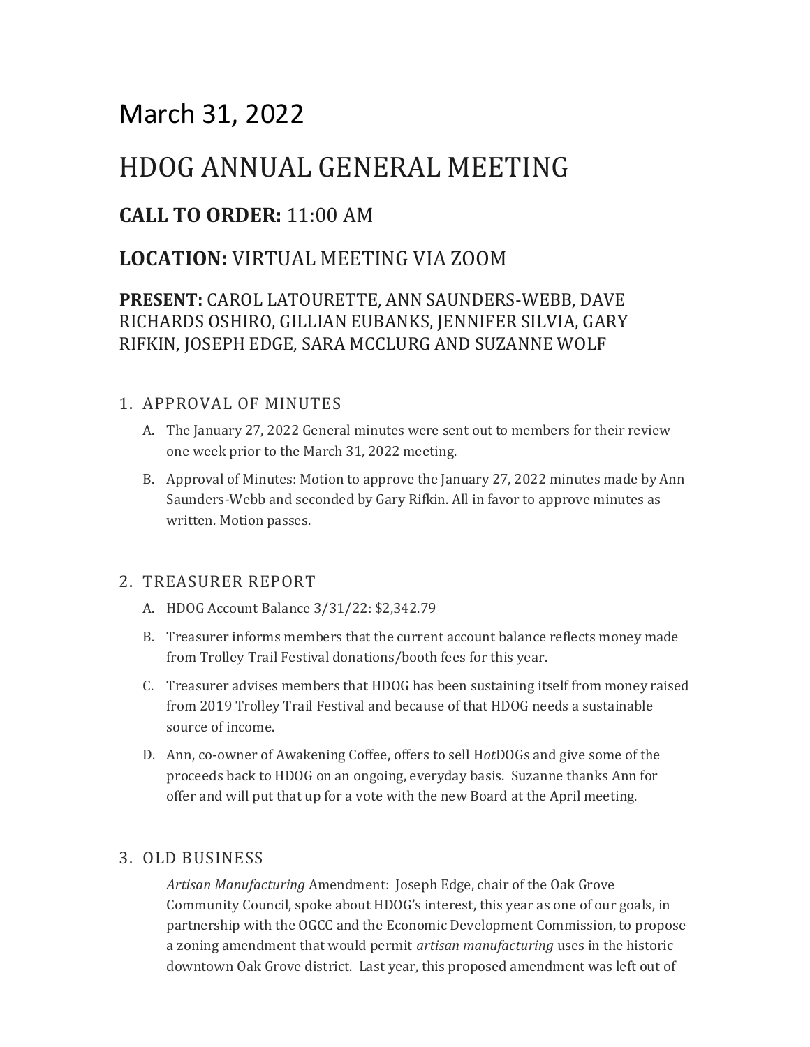# March 31, 2022

# HDOG ANNUAL GENERAL MEETING

## **CALL TO ORDER:** 11:00 AM

## **LOCATION:** VIRTUAL MEETING VIA ZOOM

### **PRESENT:** CAROL LATOURETTE, ANN SAUNDERS-WEBB, DAVE RICHARDS OSHIRO, GILLIAN EUBANKS, JENNIFER SILVIA, GARY RIFKIN, JOSEPH EDGE, SARA MCCLURG AND SUZANNE WOLF

1. APPROVAL OF MINUTES
   - A. The January 27, 2022 General minutes were sent out to members for their review one week prior to the March 31, 2022 meeting.
   - B. Approval of Minutes: Motion to approve the January 27, 2022 minutes made by Ann Saunders-Webb and seconded by Gary Rifkin. All in favor to approve minutes as written. Motion passes.

2. TREASURER REPORT
   - A. HDOG Account Balance 3/31/22: $2,342.79
   - B. Treasurer informs members that the current account balance reflects money made from Trolley Trail Festival donations/booth fees for this year.
   - C. Treasurer advises members that HDOG has been sustaining itself from money raised from 2019 Trolley Trail Festival and because of that HDOG needs a sustainable source of income.
   - D. Ann, co-owner of Awakening Coffee, offers to sell H*ot*DOGs and give some of the proceeds back to HDOG on an ongoing, everyday basis. Suzanne thanks Ann for offer and will put that up for a vote with the new Board at the April meeting.

3. OLD BUSINESS

   *Artisan Manufacturing* Amendment: Joseph Edge, chair of the Oak Grove Community Council, spoke about HDOG's interest, this year as one of our goals, in partnership with the OGCC and the Economic Development Commission, to propose a zoning amendment that would permit *artisan manufacturing* uses in the historic downtown Oak Grove district. Last year, this proposed amendment was left out of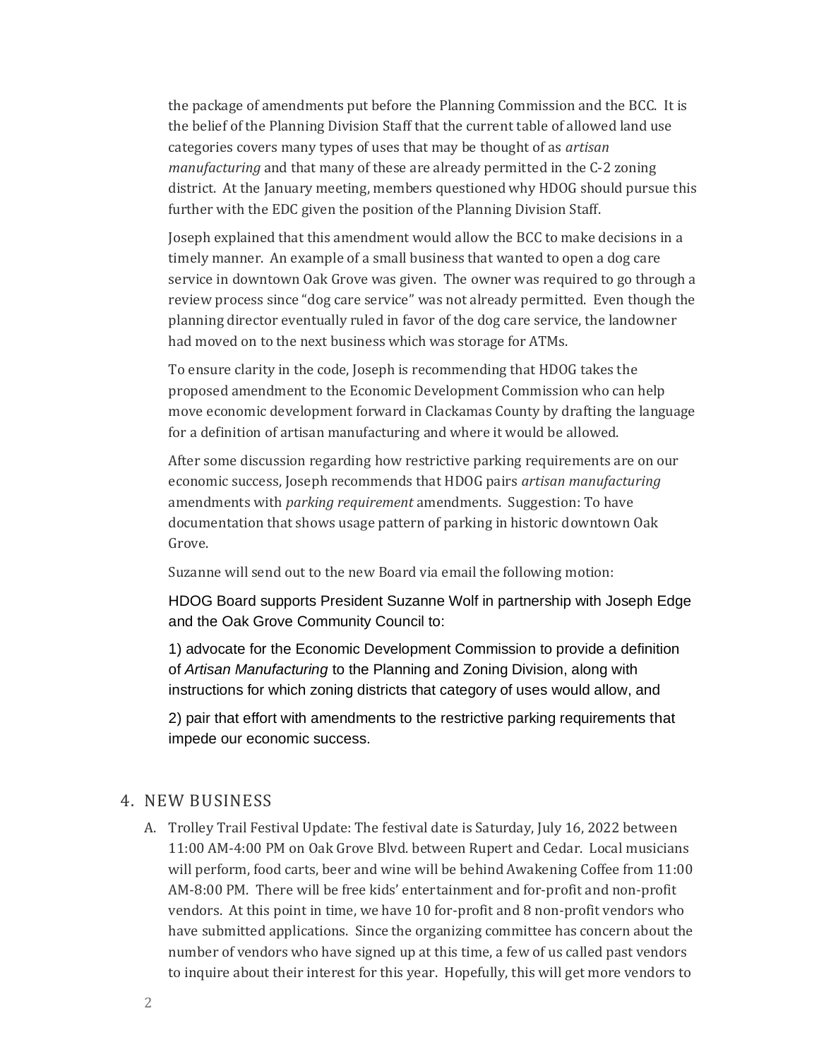the package of amendments put before the Planning Commission and the BCC. It is the belief of the Planning Division Staff that the current table of allowed land use categories covers many types of uses that may be thought of as *artisan manufacturing* and that many of these are already permitted in the C-2 zoning district. At the January meeting, members questioned why HDOG should pursue this further with the EDC given the position of the Planning Division Staff.

Joseph explained that this amendment would allow the BCC to make decisions in a timely manner. An example of a small business that wanted to open a dog care service in downtown Oak Grove was given. The owner was required to go through a review process since "dog care service" was not already permitted. Even though the planning director eventually ruled in favor of the dog care service, the landowner had moved on to the next business which was storage for ATMs.

To ensure clarity in the code, Joseph is recommending that HDOG takes the proposed amendment to the Economic Development Commission who can help move economic development forward in Clackamas County by drafting the language for a definition of artisan manufacturing and where it would be allowed.

After some discussion regarding how restrictive parking requirements are on our economic success, Joseph recommends that HDOG pairs *artisan manufacturing* amendments with *parking requirement* amendments. Suggestion: To have documentation that shows usage pattern of parking in historic downtown Oak Grove.

Suzanne will send out to the new Board via email the following motion:

HDOG Board supports President Suzanne Wolf in partnership with Joseph Edge and the Oak Grove Community Council to:

1) advocate for the Economic Development Commission to provide a definition of *Artisan Manufacturing* to the Planning and Zoning Division, along with instructions for which zoning districts that category of uses would allow, and

2) pair that effort with amendments to the restrictive parking requirements that impede our economic success.

## 4. NEW BUSINESS

A. Trolley Trail Festival Update: The festival date is Saturday, July 16, 2022 between 11:00 AM-4:00 PM on Oak Grove Blvd. between Rupert and Cedar. Local musicians will perform, food carts, beer and wine will be behind Awakening Coffee from 11:00 AM-8:00 PM. There will be free kids' entertainment and for-profit and non-profit vendors. At this point in time, we have 10 for-profit and 8 non-profit vendors who have submitted applications. Since the organizing committee has concern about the number of vendors who have signed up at this time, a few of us called past vendors to inquire about their interest for this year. Hopefully, this will get more vendors to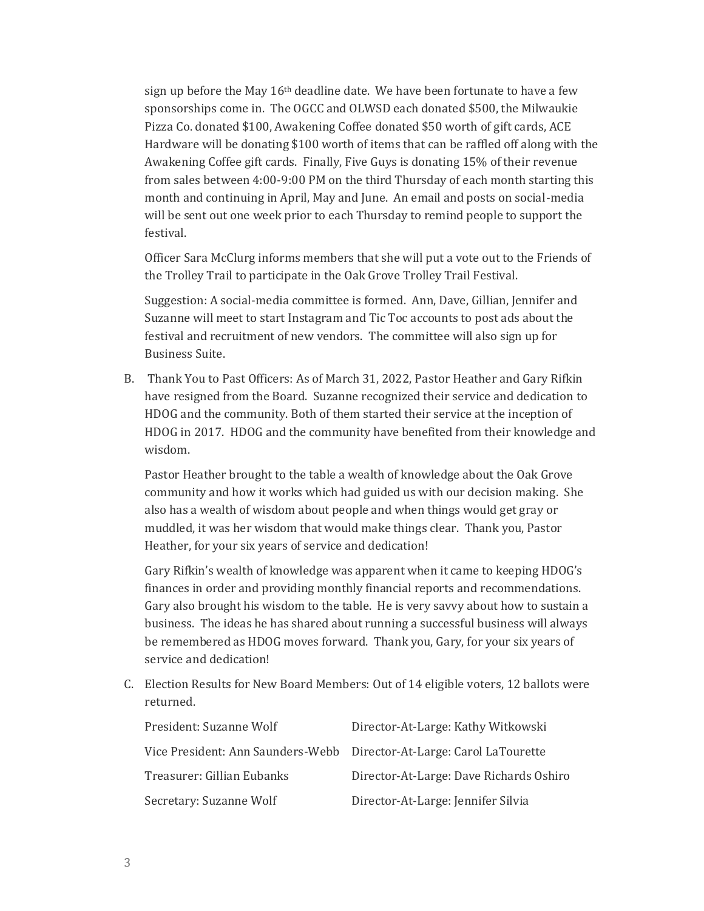sign up before the May 16th deadline date. We have been fortunate to have a few sponsorships come in. The OGCC and OLWSD each donated $500, the Milwaukie Pizza Co. donated $100, Awakening Coffee donated $50 worth of gift cards, ACE Hardware will be donating $100 worth of items that can be raffled off along with the Awakening Coffee gift cards. Finally, Five Guys is donating 15% of their revenue from sales between 4:00-9:00 PM on the third Thursday of each month starting this month and continuing in April, May and June. An email and posts on social-media will be sent out one week prior to each Thursday to remind people to support the festival.

Officer Sara McClurg informs members that she will put a vote out to the Friends of the Trolley Trail to participate in the Oak Grove Trolley Trail Festival.

Suggestion: A social-media committee is formed. Ann, Dave, Gillian, Jennifer and Suzanne will meet to start Instagram and Tic Toc accounts to post ads about the festival and recruitment of new vendors. The committee will also sign up for Business Suite.

B. Thank You to Past Officers: As of March 31, 2022, Pastor Heather and Gary Rifkin have resigned from the Board. Suzanne recognized their service and dedication to HDOG and the community. Both of them started their service at the inception of HDOG in 2017. HDOG and the community have benefited from their knowledge and wisdom.

Pastor Heather brought to the table a wealth of knowledge about the Oak Grove community and how it works which had guided us with our decision making. She also has a wealth of wisdom about people and when things would get gray or muddled, it was her wisdom that would make things clear. Thank you, Pastor Heather, for your six years of service and dedication!

Gary Rifkin's wealth of knowledge was apparent when it came to keeping HDOG's finances in order and providing monthly financial reports and recommendations. Gary also brought his wisdom to the table. He is very savvy about how to sustain a business. The ideas he has shared about running a successful business will always be remembered as HDOG moves forward. Thank you, Gary, for your six years of service and dedication!

C. Election Results for New Board Members: Out of 14 eligible voters, 12 ballots were returned.

| | |
|---|---|
| President: Suzanne Wolf | Director-At-Large: Kathy Witkowski |
| Vice President: Ann Saunders-Webb | Director-At-Large: Carol LaTourette |
| Treasurer: Gillian Eubanks | Director-At-Large: Dave Richards Oshiro |
| Secretary: Suzanne Wolf | Director-At-Large: Jennifer Silvia |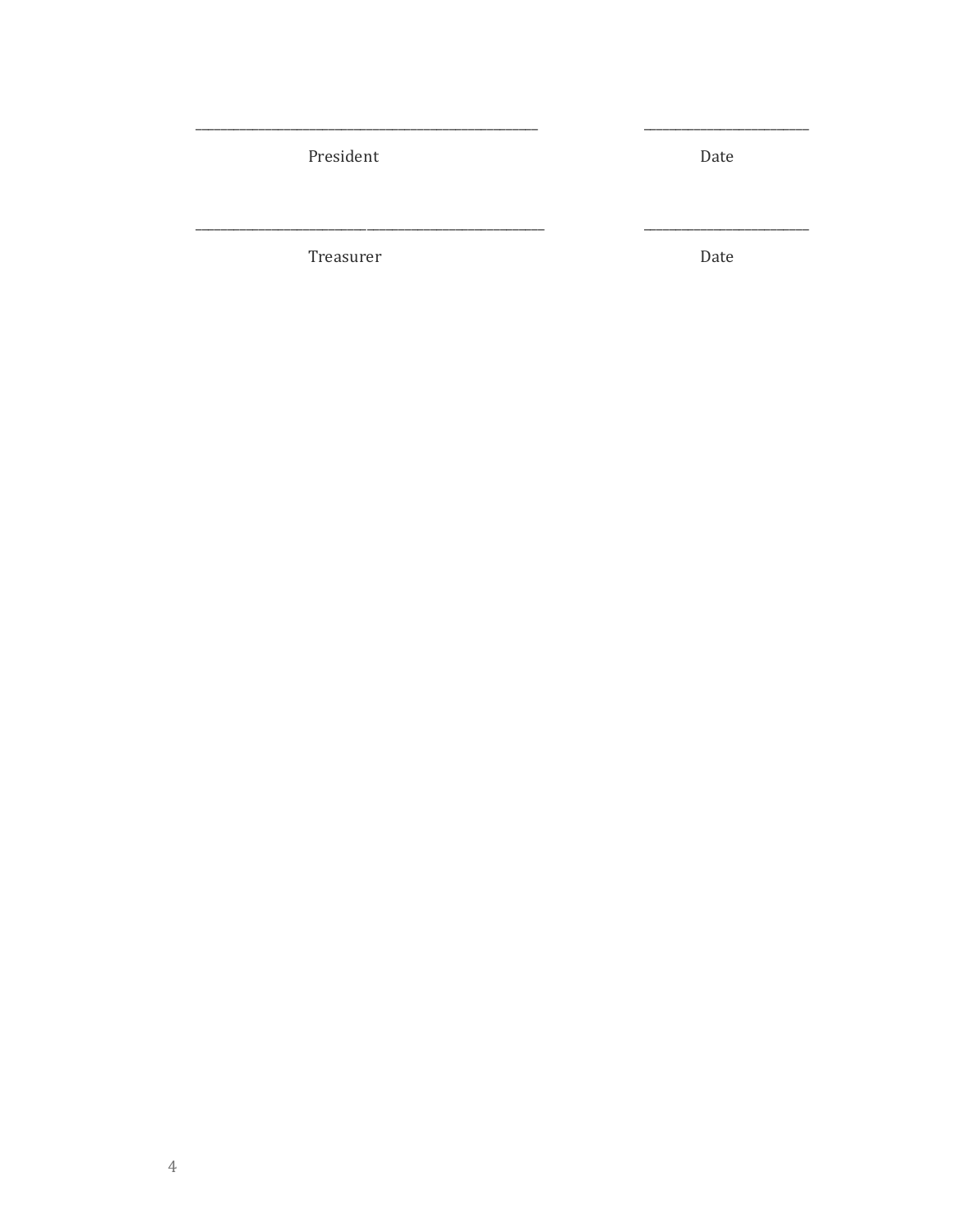______________________________________________ ______________________

President Date

______________________________________________ ______________________

Treasurer Date